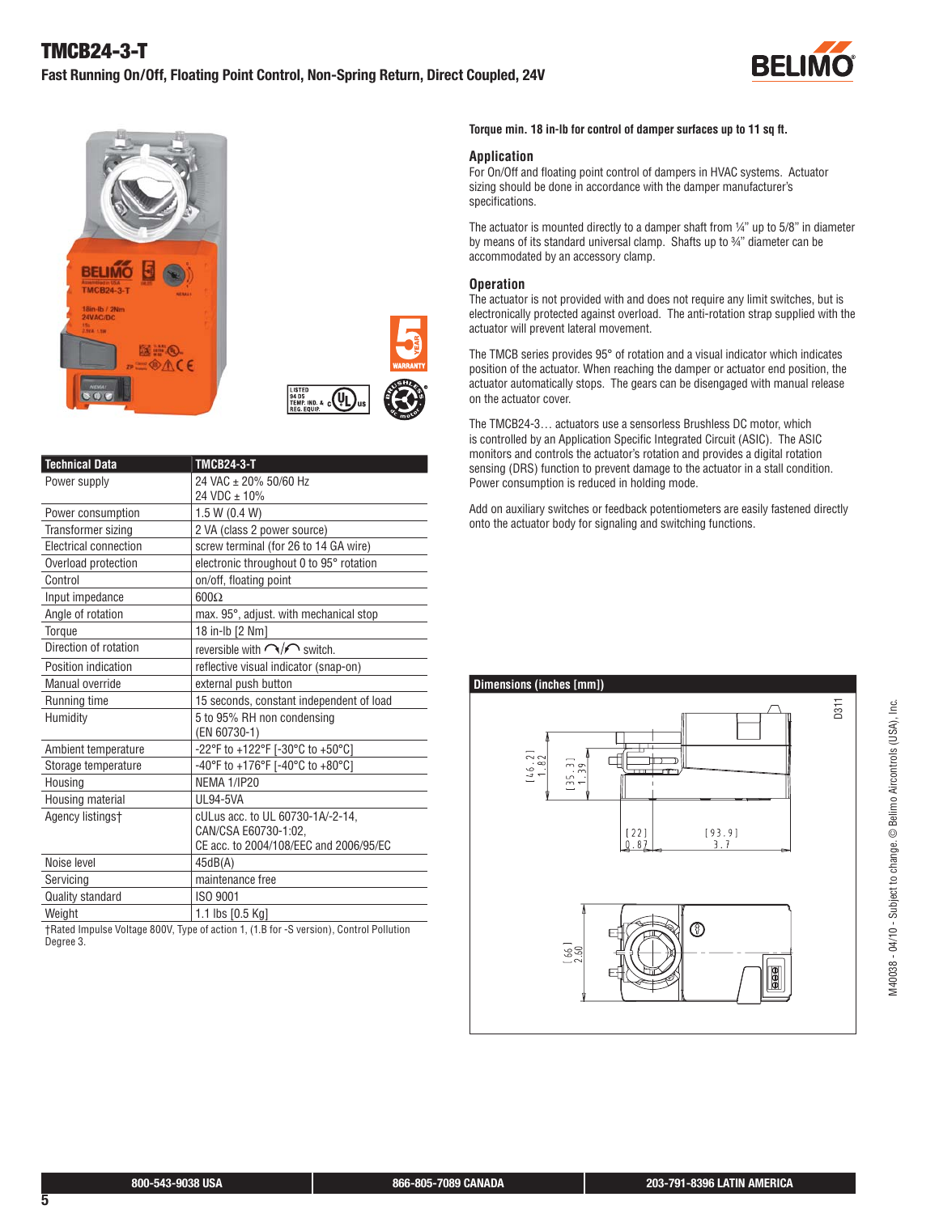# TMCB24-3-T

## Fast Running On/Off, Floating Point Control, Non-Spring Return, Direct Coupled, 24V

| Technical Data | TMCB24-3-T |
|---|---|
| Power supply | 24 VAC ± 20% 50/60 Hz<br>24 VDC ± 10% |
| Power consumption | 1.5 W (0.4 W) |
| Transformer sizing | 2 VA (class 2 power source) |
| Electrical connection | screw terminal (for 26 to 14 GA wire) |
| Overload protection | electronic throughout 0 to 95° rotation |
| Control | on/off, floating point |
| Input impedance | 600Ω |
| Angle of rotation | max. 95°, adjust. with mechanical stop |
| Torque | 18 in-lb [2 Nm] |
| Direction of rotation | reversible with ↻/↺ switch. |
| Position indication | reflective visual indicator (snap-on) |
| Manual override | external push button |
| Running time | 15 seconds, constant independent of load |
| Humidity | 5 to 95% RH non condensing<br>(EN 60730-1) |
| Ambient temperature | -22°F to +122°F [-30°C to +50°C] |
| Storage temperature | -40°F to +176°F [-40°C to +80°C] |
| Housing | NEMA 1/IP20 |
| Housing material | UL94-5VA |
| Agency listings† | cULus acc. to UL 60730-1A/-2-14,<br>CAN/CSA E60730-1:02,<br>CE acc. to 2004/108/EEC and 2006/95/EC |
| Noise level | 45dB(A) |
| Servicing | maintenance free |
| Quality standard | ISO 9001 |
| Weight | 1.1 lbs [0.5 Kg] |

†Rated Impulse Voltage 800V, Type of action 1, (1.B for -S version), Control Pollution Degree 3.

**Torque min. 18 in-lb for control of damper surfaces up to 11 sq ft.**

### Application

For On/Off and floating point control of dampers in HVAC systems. Actuator sizing should be done in accordance with the damper manufacturer's specifications.

The actuator is mounted directly to a damper shaft from ¼" up to 5/8" in diameter by means of its standard universal clamp. Shafts up to ¾" diameter can be accommodated by an accessory clamp.

### Operation

The actuator is not provided with and does not require any limit switches, but is electronically protected against overload. The anti-rotation strap supplied with the actuator will prevent lateral movement.

The TMCB series provides 95° of rotation and a visual indicator which indicates position of the actuator. When reaching the damper or actuator end position, the actuator automatically stops. The gears can be disengaged with manual release on the actuator cover.

The TMCB24-3… actuators use a sensorless Brushless DC motor, which is controlled by an Application Specific Integrated Circuit (ASIC). The ASIC monitors and controls the actuator's rotation and provides a digital rotation sensing (DRS) function to prevent damage to the actuator in a stall condition. Power consumption is reduced in holding mode.

Add on auxiliary switches or feedback potentiometers are easily fastened directly onto the actuator body for signaling and switching functions.

### Dimensions (inches [mm])

D311

[46.2]
1.82

[35.3]
1.39

[22]
0.87

[93.9]
3.7

[66]
2.60

M40038 - 04/10 - Subject to change. © Belimo Aircontrols (USA), Inc.

800-543-9038 USA | 866-805-7089 CANADA | 203-791-8396 LATIN AMERICA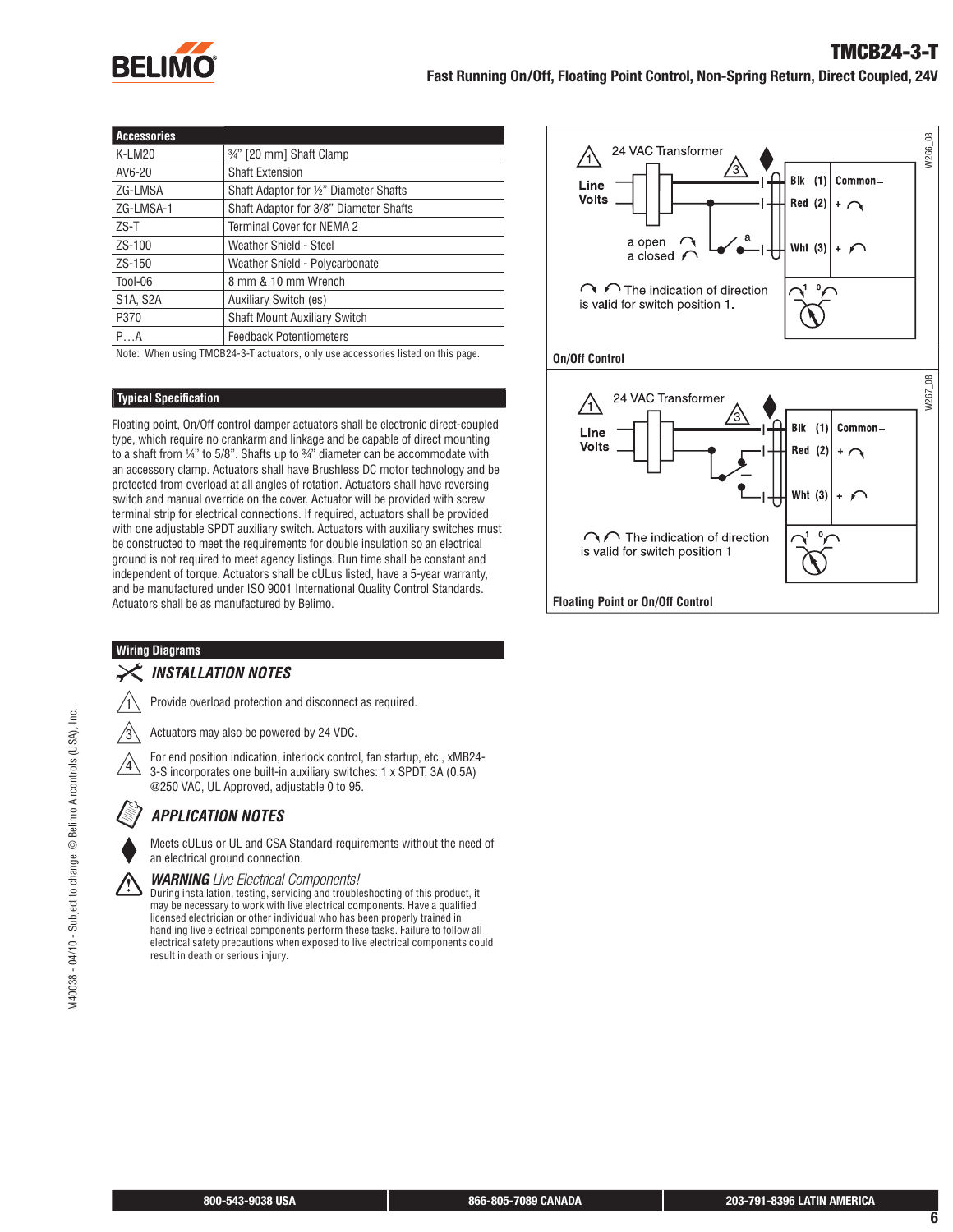# TMCB24-3-T

## Fast Running On/Off, Floating Point Control, Non-Spring Return, Direct Coupled, 24V

| Accessories | |
|---|---|
| K-LM20 | ¾" [20 mm] Shaft Clamp |
| AV6-20 | Shaft Extension |
| ZG-LMSA | Shaft Adaptor for ½" Diameter Shafts |
| ZG-LMSA-1 | Shaft Adaptor for 3/8" Diameter Shafts |
| ZS-T | Terminal Cover for NEMA 2 |
| ZS-100 | Weather Shield - Steel |
| ZS-150 | Weather Shield - Polycarbonate |
| Tool-06 | 8 mm & 10 mm Wrench |
| S1A, S2A | Auxiliary Switch (es) |
| P370 | Shaft Mount Auxiliary Switch |
| P…A | Feedback Potentiometers |

Note: When using TMCB24-3-T actuators, only use accessories listed on this page.

### Typical Specification

Floating point, On/Off control damper actuators shall be electronic direct-coupled type, which require no crankarm and linkage and be capable of direct mounting to a shaft from ¼" to 5/8". Shafts up to ¾" diameter can be accommodate with an accessory clamp. Actuators shall have Brushless DC motor technology and be protected from overload at all angles of rotation. Actuators shall have reversing switch and manual override on the cover. Actuator will be provided with screw terminal strip for electrical connections. If required, actuators shall be provided with one adjustable SPDT auxiliary switch. Actuators with auxiliary switches must be constructed to meet the requirements for double insulation so an electrical ground is not required to meet agency listings. Run time shall be constant and independent of torque. Actuators shall be cULus listed, have a 5-year warranty, and be manufactured under ISO 9001 International Quality Control Standards. Actuators shall be as manufactured by Belimo.

### Wiring Diagrams

#### INSTALLATION NOTES

1. Provide overload protection and disconnect as required.
3. Actuators may also be powered by 24 VDC.
4. For end position indication, interlock control, fan startup, etc., xMB24-3-S incorporates one built-in auxiliary switches: 1 x SPDT, 3A (0.5A) @250 VAC, UL Approved, adjustable 0 to 95.

#### APPLICATION NOTES

Meets cULus or UL and CSA Standard requirements without the need of an electrical ground connection.

***WARNING*** *Live Electrical Components!*
During installation, testing, servicing and troubleshooting of this product, it may be necessary to work with live electrical components. Have a qualified licensed electrician or other individual who has been properly trained in handling live electrical components perform these tasks. Failure to follow all electrical safety precautions when exposed to live electrical components could result in death or serious injury.

W266_08

24 VAC Transformer
Line Volts
a open
a closed
Blk (1) Common –
Red (2) +
Wht (3) +
The indication of direction is valid for switch position 1.
1 0

**On/Off Control**

W267_08

24 VAC Transformer
Line Volts
Blk (1) Common –
Red (2) +
Wht (3) +
The indication of direction is valid for switch position 1.
1 0

**Floating Point or On/Off Control**

M40038 - 04/10 - Subject to change. © Belimo Aircontrols (USA), Inc.

800-543-9038 USA | 866-805-7089 CANADA | 203-791-8396 LATIN AMERICA